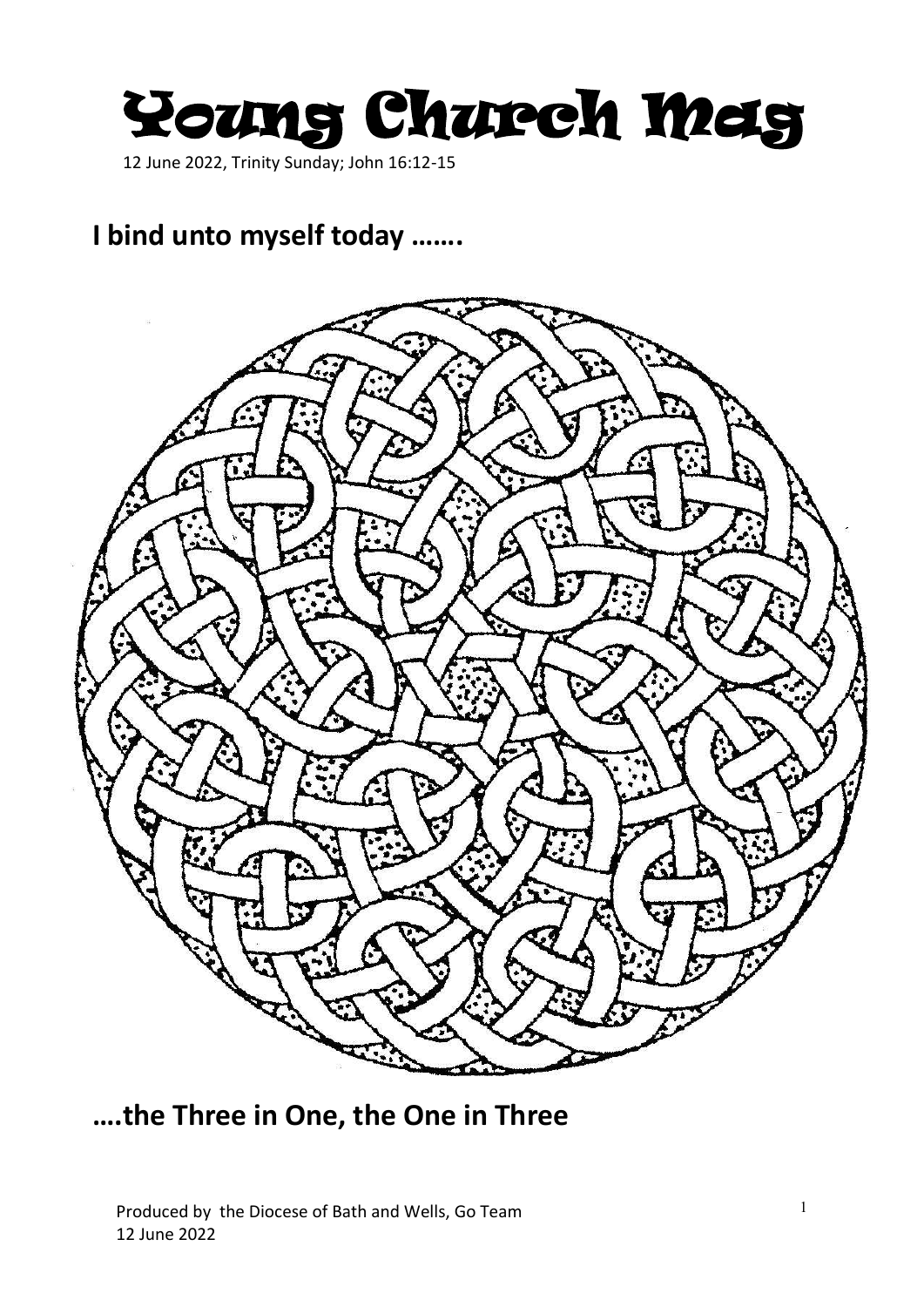# Young Church Mag

12 June 2022, Trinity Sunday; John 16:12-15

## I bind unto myself today …….

## ….the Three in One, the One in Three

Produced by the Diocese of Bath and Wells, Go Team
12 June 2022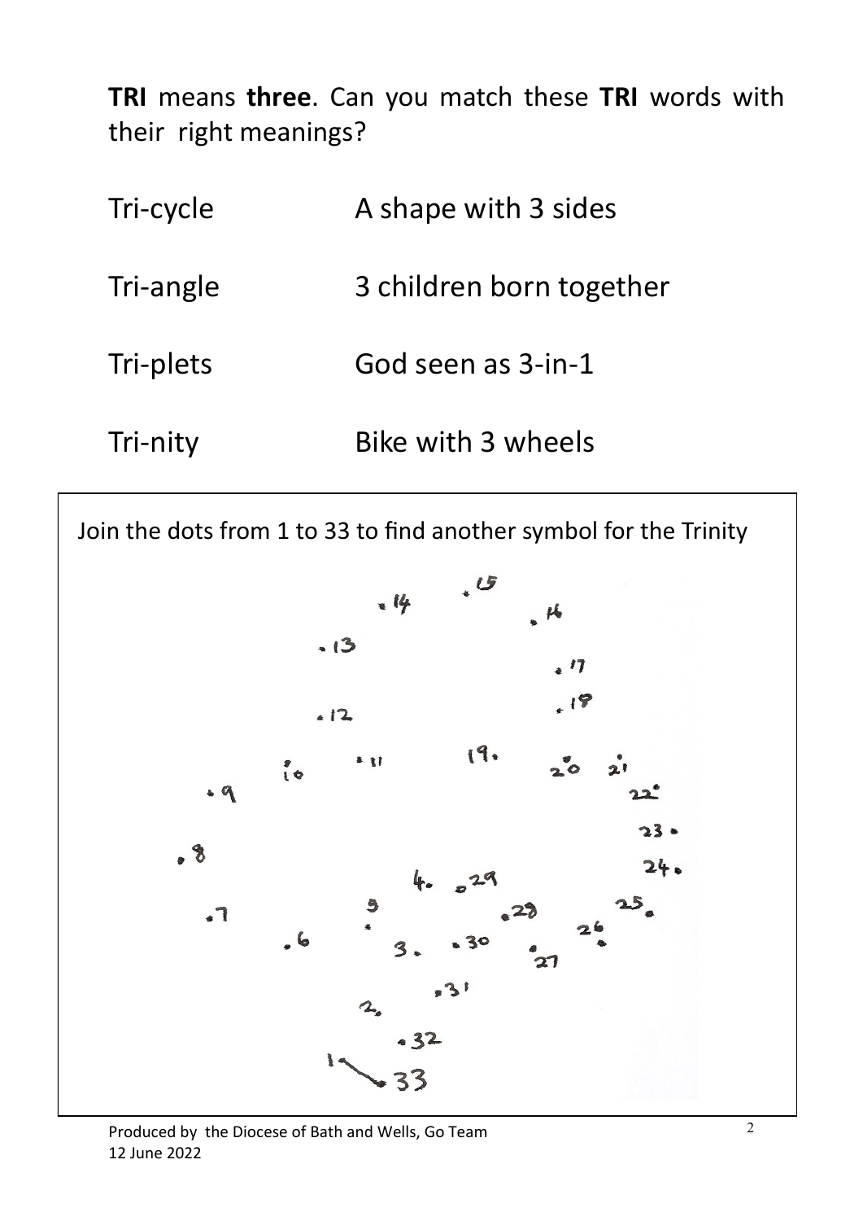**TRI** means **three**. Can you match these **TRI** words with their right meanings?

| | |
|---|---|
| Tri-cycle | A shape with 3 sides |
| Tri-angle | 3 children born together |
| Tri-plets | God seen as 3-in-1 |
| Tri-nity | Bike with 3 wheels |

Join the dots from 1 to 33 to find another symbol for the Trinity

Produced by the Diocese of Bath and Wells, Go Team
12 June 2022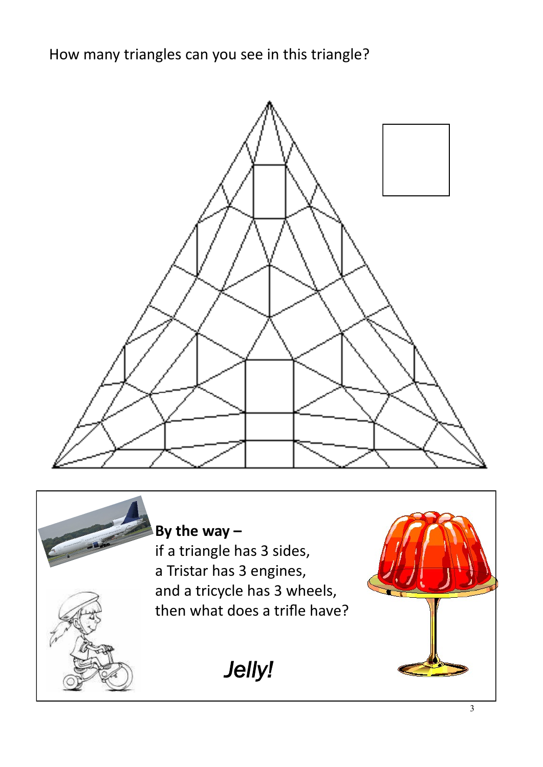How many triangles can you see in this triangle?

**By the way –**
if a triangle has 3 sides,
a Tristar has 3 engines,
and a tricycle has 3 wheels,
then what does a trifle have?

***Jelly!***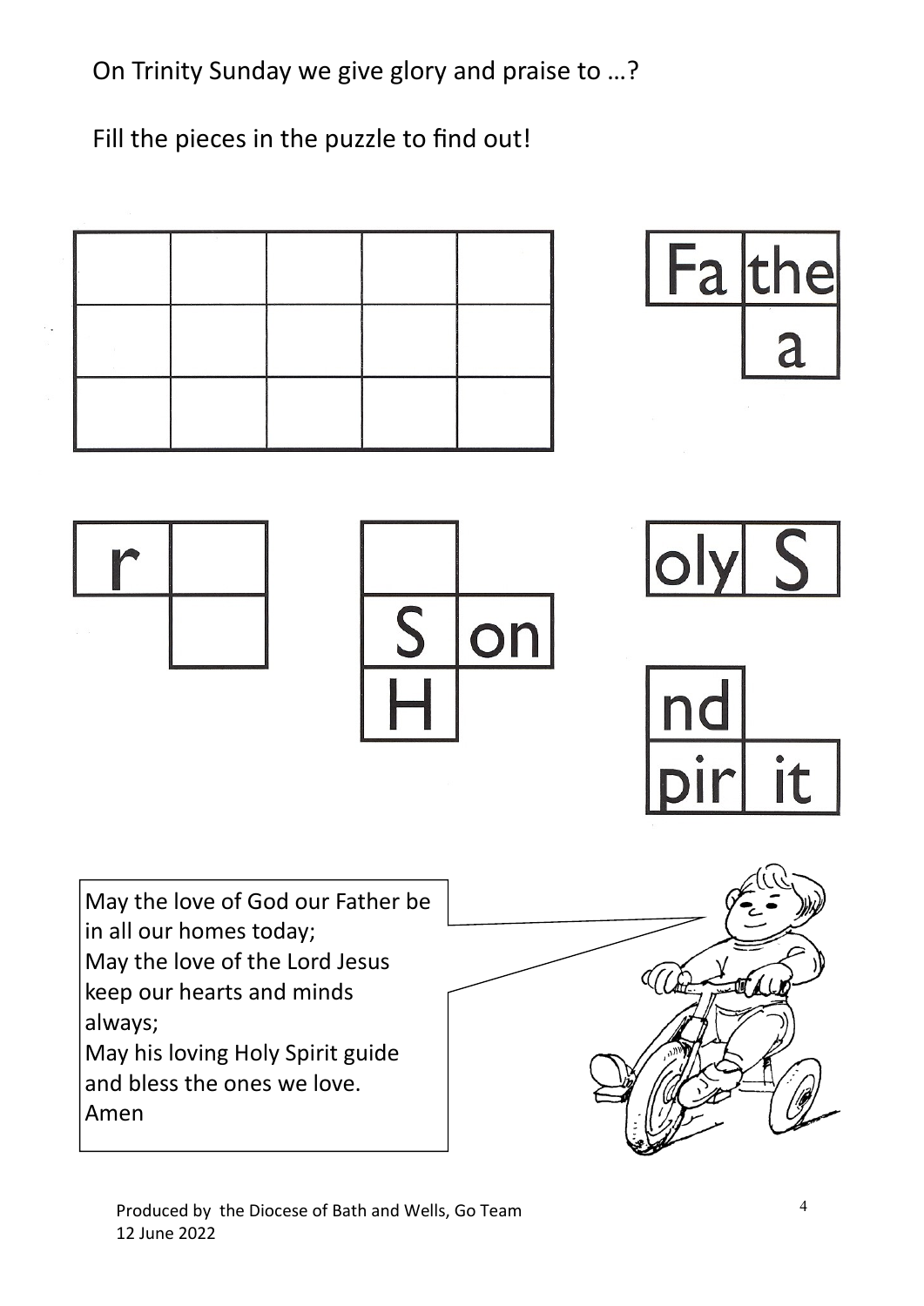On Trinity Sunday we give glory and praise to …?

Fill the pieces in the puzzle to find out!

| | | | | |
|---|---|---|---|---|
| | | | | |
| | | | | |
| | | | | |

| | |
|---|---|
| Fa | the |
| | a |

| | |
|---|---|
| r | |
| | |

| | |
|---|---|
| | |
| S | on |
| H | |

| | |
|---|---|
| oly | S |

| | |
|---|---|
| nd | |
| pir | it |

May the love of God our Father be in all our homes today;
May the love of the Lord Jesus keep our hearts and minds always;
May his loving Holy Spirit guide and bless the ones we love.
Amen

Produced by the Diocese of Bath and Wells, Go Team
12 June 2022